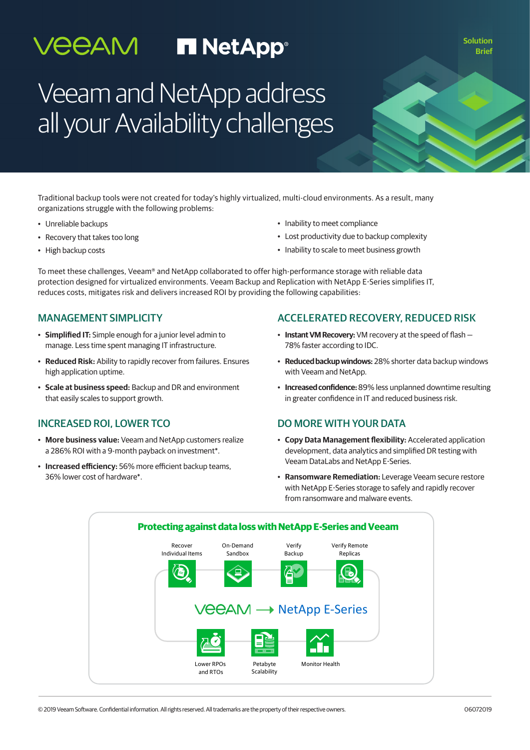Veeam NetApp

Solution Brief

# Veeam and NetApp address all your Availability challenges

Traditional backup tools were not created for today's highly virtualized, multi-cloud environments. As a result, many organizations struggle with the following problems:

- Unreliable backups
- Recovery that takes too long
- High backup costs
- Inability to meet compliance
- Lost productivity due to backup complexity
- Inability to scale to meet business growth

To meet these challenges, Veeam® and NetApp collaborated to offer high-performance storage with reliable data protection designed for virtualized environments. Veeam Backup and Replication with NetApp E-Series simplifies IT, reduces costs, mitigates risk and delivers increased ROI by providing the following capabilities:

## MANAGEMENT SIMPLICITY

- **Simplified IT:** Simple enough for a junior level admin to manage. Less time spent managing IT infrastructure.
- **Reduced Risk:** Ability to rapidly recover from failures. Ensures high application uptime.
- **Scale at business speed:** Backup and DR and environment that easily scales to support growth.

## INCREASED ROI, LOWER TCO

- **More business value:** Veeam and NetApp customers realize a 286% ROI with a 9-month payback on investment*.
- **Increased efficiency:** 56% more efficient backup teams, 36% lower cost of hardware*.

## ACCELERATED RECOVERY, REDUCED RISK

- **Instant VM Recovery:** VM recovery at the speed of flash — 78% faster according to IDC.
- **Reduced backup windows:** 28% shorter data backup windows with Veeam and NetApp.
- **Increased confidence:** 89% less unplanned downtime resulting in greater confidence in IT and reduced business risk.

## DO MORE WITH YOUR DATA

- **Copy Data Management flexibility:** Accelerated application development, data analytics and simplified DR testing with Veeam DataLabs and NetApp E-Series.
- **Ransomware Remediation:** Leverage Veeam secure restore with NetApp E-Series storage to safely and rapidly recover from ransomware and malware events.

### Protecting against data loss with NetApp E-Series and Veeam

Recover Individual Items | On-Demand Sandbox | Verify Backup | Verify Remote Replicas

Veeam → NetApp E-Series

Lower RPOs and RTOs | Petabyte Scalability | Monitor Health

© 2019 Veeam Software. Confidential information. All rights reserved. All trademarks are the property of their respective owners.

06072019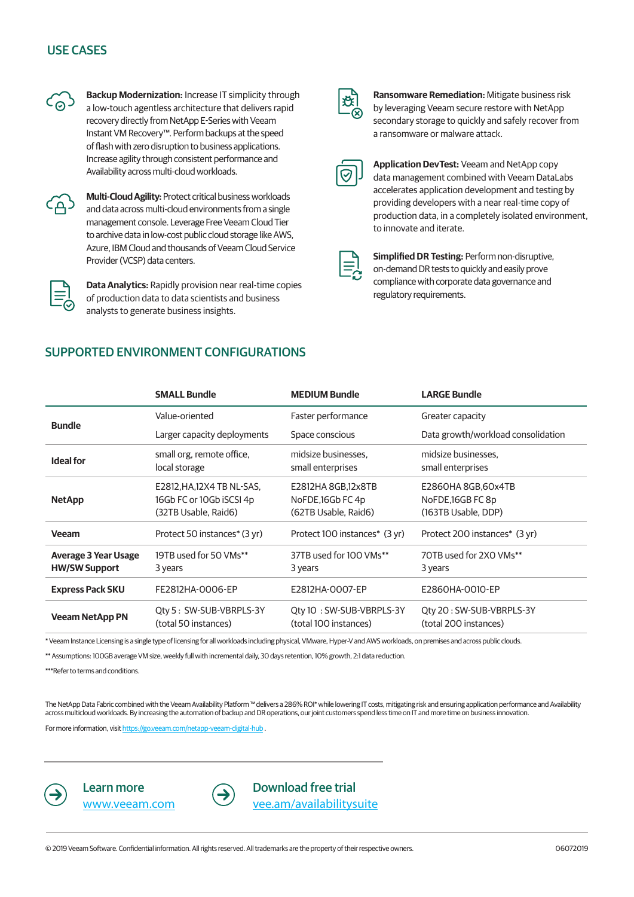## USE CASES

**Backup Modernization:** Increase IT simplicity through a low-touch agentless architecture that delivers rapid recovery directly from NetApp E-Series with Veeam Instant VM Recovery™. Perform backups at the speed of flash with zero disruption to business applications. Increase agility through consistent performance and Availability across multi-cloud workloads.

**Multi-Cloud Agility:** Protect critical business workloads and data across multi-cloud environments from a single management console. Leverage Free Veeam Cloud Tier to archive data in low-cost public cloud storage like AWS, Azure, IBM Cloud and thousands of Veeam Cloud Service Provider (VCSP) data centers.

**Data Analytics:** Rapidly provision near real-time copies of production data to data scientists and business analysts to generate business insights.

**Ransomware Remediation:** Mitigate business risk by leveraging Veeam secure restore with NetApp secondary storage to quickly and safely recover from a ransomware or malware attack.

**Application DevTest:** Veeam and NetApp copy data management combined with Veeam DataLabs accelerates application development and testing by providing developers with a near real-time copy of production data, in a completely isolated environment, to innovate and iterate.

**Simplified DR Testing:** Perform non-disruptive, on-demand DR tests to quickly and easily prove compliance with corporate data governance and regulatory requirements.

## SUPPORTED ENVIRONMENT CONFIGURATIONS

| | SMALL Bundle | MEDIUM Bundle | LARGE Bundle |
|---|---|---|---|
| **Bundle** | Value-oriented<br>Larger capacity deployments | Faster performance<br>Space conscious | Greater capacity<br>Data growth/workload consolidation |
| **Ideal for** | small org, remote office, local storage | midsize businesses, small enterprises | midsize businesses, small enterprises |
| **NetApp** | E2812,HA,12X4 TB NL-SAS, 16Gb FC or 10Gb iSCSI 4p (32TB Usable, Raid6) | E2812HA 8GB,12x8TB NoFDE,16Gb FC 4p (62TB Usable, Raid6) | E2860HA 8GB,60x4TB NoFDE,16GB FC 8p (163TB Usable, DDP) |
| **Veeam** | Protect 50 instances* (3 yr) | Protect 100 instances* (3 yr) | Protect 200 instances* (3 yr) |
| **Average 3 Year Usage HW/SW Support** | 19TB used for 50 VMs**<br>3 years | 37TB used for 100 VMs**<br>3 years | 70TB used for 2X0 VMs**<br>3 years |
| **Express Pack SKU** | FE2812HA-0006-EP | E2812HA-0007-EP | E2860HA-0010-EP |
| **Veeam NetApp PN** | Qty 5 : SW-SUB-VBRPLS-3Y (total 50 instances) | Qty 10 : SW-SUB-VBRPLS-3Y (total 100 instances) | Qty 20 : SW-SUB-VBRPLS-3Y (total 200 instances) |

* Veeam Instance Licensing is a single type of licensing for all workloads including physical, VMware, Hyper-V and AWS workloads, on premises and across public clouds.

** Assumptions: 100GB average VM size, weekly full with incremental daily, 30 days retention, 10% growth, 2:1 data reduction.

***Refer to terms and conditions.

The NetApp Data Fabric combined with the Veeam Availability Platform™ delivers a 286% ROI* while lowering IT costs, mitigating risk and ensuring application performance and Availability across multicloud workloads. By increasing the automation of backup and DR operations, our joint customers spend less time on IT and more time on business innovation.

For more information, visit https://go.veeam.com/netapp-veeam-digital-hub .

**Learn more**
www.veeam.com

**Download free trial**
vee.am/availabilitysuite

© 2019 Veeam Software. Confidential information. All rights reserved. All trademarks are the property of their respective owners.

06072019